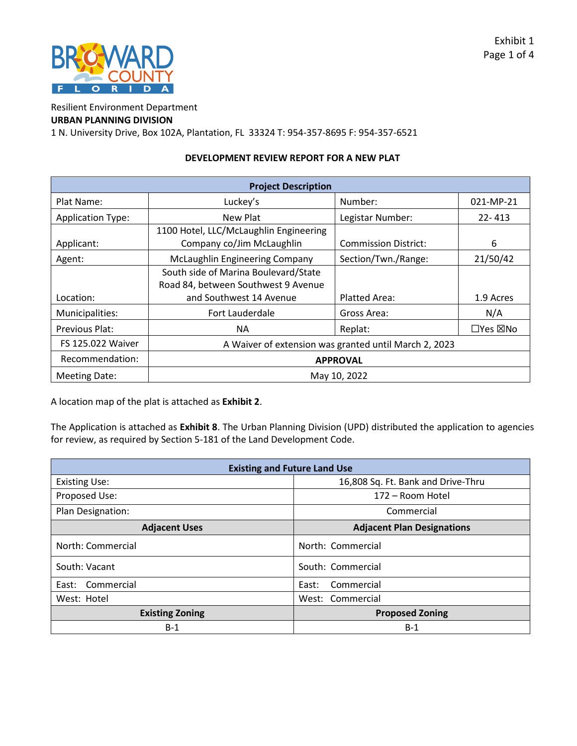Exhibit 1
Page 1 of 4

Resilient Environment Department
**URBAN PLANNING DIVISION**
1 N. University Drive, Box 102A, Plantation, FL 33324 T: 954-357-8695 F: 954-357-6521

**DEVELOPMENT REVIEW REPORT FOR A NEW PLAT**

| **Project Description** | | | |
|---|---|---|---|
| Plat Name: | Luckey's | Number: | 021-MP-21 |
| Application Type: | New Plat | Legistar Number: | 22- 413 |
| Applicant: | 1100 Hotel, LLC/McLaughlin Engineering Company co/Jim McLaughlin | Commission District: | 6 |
| Agent: | McLaughlin Engineering Company | Section/Twn./Range: | 21/50/42 |
| Location: | South side of Marina Boulevard/State Road 84, between Southwest 9 Avenue and Southwest 14 Avenue | Platted Area: | 1.9 Acres |
| Municipalities: | Fort Lauderdale | Gross Area: | N/A |
| Previous Plat: | NA | Replat: | ☐Yes ☒No |
| FS 125.022 Waiver | A Waiver of extension was granted until March 2, 2023 | | |
| Recommendation: | **APPROVAL** | | |
| Meeting Date: | May 10, 2022 | | |

A location map of the plat is attached as **Exhibit 2**.

The Application is attached as **Exhibit 8**. The Urban Planning Division (UPD) distributed the application to agencies for review, as required by Section 5-181 of the Land Development Code.

| **Existing and Future Land Use** | |
|---|---|
| Existing Use: | 16,808 Sq. Ft. Bank and Drive-Thru |
| Proposed Use: | 172 – Room Hotel |
| Plan Designation: | Commercial |
| **Adjacent Uses** | **Adjacent Plan Designations** |
| North: Commercial | North: Commercial |
| South: Vacant | South: Commercial |
| East: Commercial | East: Commercial |
| West: Hotel | West: Commercial |
| **Existing Zoning** | **Proposed Zoning** |
| B-1 | B-1 |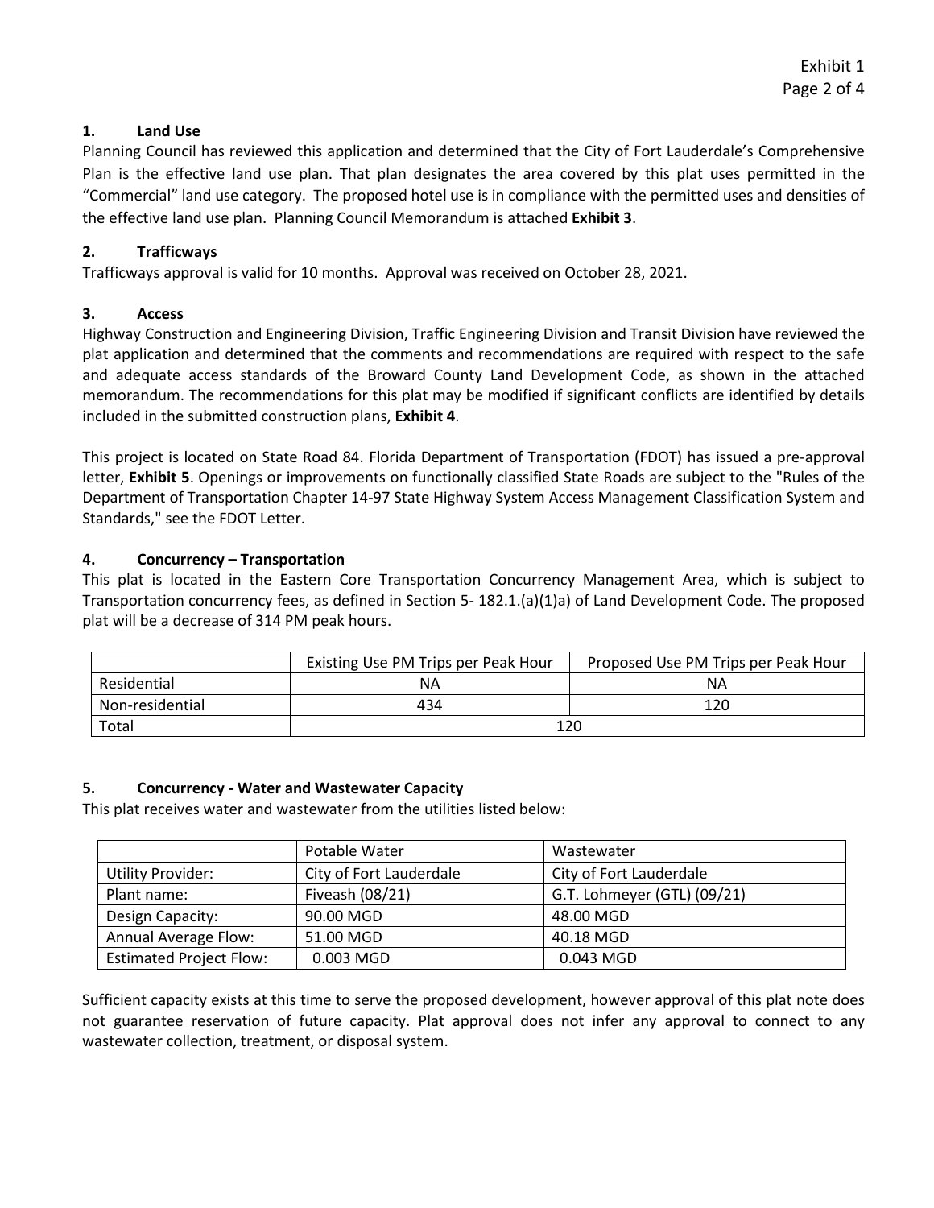Exhibit 1

## 1. Land Use

Planning Council has reviewed this application and determined that the City of Fort Lauderdale's Comprehensive Plan is the effective land use plan. That plan designates the area covered by this plat uses permitted in the "Commercial" land use category. The proposed hotel use is in compliance with the permitted uses and densities of the effective land use plan. Planning Council Memorandum is attached **Exhibit 3**.

## 2. Trafficways

Trafficways approval is valid for 10 months. Approval was received on October 28, 2021.

## 3. Access

Highway Construction and Engineering Division, Traffic Engineering Division and Transit Division have reviewed the plat application and determined that the comments and recommendations are required with respect to the safe and adequate access standards of the Broward County Land Development Code, as shown in the attached memorandum. The recommendations for this plat may be modified if significant conflicts are identified by details included in the submitted construction plans, **Exhibit 4**.

This project is located on State Road 84. Florida Department of Transportation (FDOT) has issued a pre-approval letter, **Exhibit 5**. Openings or improvements on functionally classified State Roads are subject to the "Rules of the Department of Transportation Chapter 14-97 State Highway System Access Management Classification System and Standards," see the FDOT Letter.

## 4. Concurrency – Transportation

This plat is located in the Eastern Core Transportation Concurrency Management Area, which is subject to Transportation concurrency fees, as defined in Section 5- 182.1.(a)(1)a) of Land Development Code. The proposed plat will be a decrease of 314 PM peak hours.

| | Existing Use PM Trips per Peak Hour | Proposed Use PM Trips per Peak Hour |
|---|---|---|
| Residential | NA | NA |
| Non-residential | 434 | 120 |
| Total | 120 | |

## 5. Concurrency - Water and Wastewater Capacity

This plat receives water and wastewater from the utilities listed below:

| | Potable Water | Wastewater |
|---|---|---|
| Utility Provider: | City of Fort Lauderdale | City of Fort Lauderdale |
| Plant name: | Fiveash (08/21) | G.T. Lohmeyer (GTL) (09/21) |
| Design Capacity: | 90.00 MGD | 48.00 MGD |
| Annual Average Flow: | 51.00 MGD | 40.18 MGD |
| Estimated Project Flow: | 0.003 MGD | 0.043 MGD |

Sufficient capacity exists at this time to serve the proposed development, however approval of this plat note does not guarantee reservation of future capacity. Plat approval does not infer any approval to connect to any wastewater collection, treatment, or disposal system.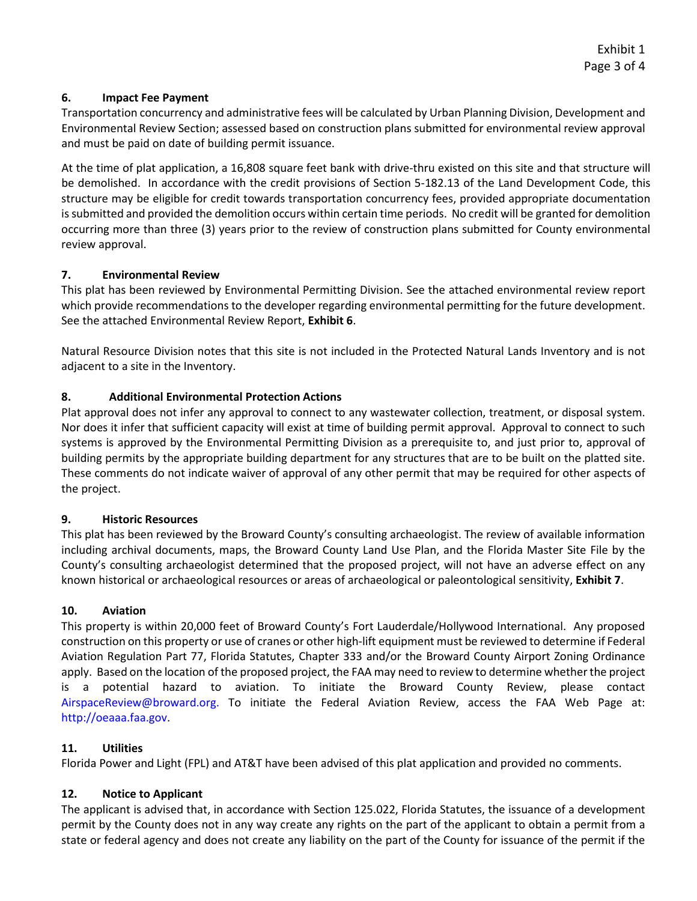### 6. Impact Fee Payment

Transportation concurrency and administrative fees will be calculated by Urban Planning Division, Development and Environmental Review Section; assessed based on construction plans submitted for environmental review approval and must be paid on date of building permit issuance.

At the time of plat application, a 16,808 square feet bank with drive-thru existed on this site and that structure will be demolished. In accordance with the credit provisions of Section 5-182.13 of the Land Development Code, this structure may be eligible for credit towards transportation concurrency fees, provided appropriate documentation is submitted and provided the demolition occurs within certain time periods. No credit will be granted for demolition occurring more than three (3) years prior to the review of construction plans submitted for County environmental review approval.

### 7. Environmental Review

This plat has been reviewed by Environmental Permitting Division. See the attached environmental review report which provide recommendations to the developer regarding environmental permitting for the future development. See the attached Environmental Review Report, **Exhibit 6**.

Natural Resource Division notes that this site is not included in the Protected Natural Lands Inventory and is not adjacent to a site in the Inventory.

### 8. Additional Environmental Protection Actions

Plat approval does not infer any approval to connect to any wastewater collection, treatment, or disposal system. Nor does it infer that sufficient capacity will exist at time of building permit approval. Approval to connect to such systems is approved by the Environmental Permitting Division as a prerequisite to, and just prior to, approval of building permits by the appropriate building department for any structures that are to be built on the platted site. These comments do not indicate waiver of approval of any other permit that may be required for other aspects of the project.

### 9. Historic Resources

This plat has been reviewed by the Broward County's consulting archaeologist. The review of available information including archival documents, maps, the Broward County Land Use Plan, and the Florida Master Site File by the County's consulting archaeologist determined that the proposed project, will not have an adverse effect on any known historical or archaeological resources or areas of archaeological or paleontological sensitivity, **Exhibit 7**.

### 10. Aviation

This property is within 20,000 feet of Broward County's Fort Lauderdale/Hollywood International. Any proposed construction on this property or use of cranes or other high-lift equipment must be reviewed to determine if Federal Aviation Regulation Part 77, Florida Statutes, Chapter 333 and/or the Broward County Airport Zoning Ordinance apply. Based on the location of the proposed project, the FAA may need to review to determine whether the project is a potential hazard to aviation. To initiate the Broward County Review, please contact AirspaceReview@broward.org. To initiate the Federal Aviation Review, access the FAA Web Page at: http://oeaaa.faa.gov.

### 11. Utilities

Florida Power and Light (FPL) and AT&T have been advised of this plat application and provided no comments.

### 12. Notice to Applicant

The applicant is advised that, in accordance with Section 125.022, Florida Statutes, the issuance of a development permit by the County does not in any way create any rights on the part of the applicant to obtain a permit from a state or federal agency and does not create any liability on the part of the County for issuance of the permit if the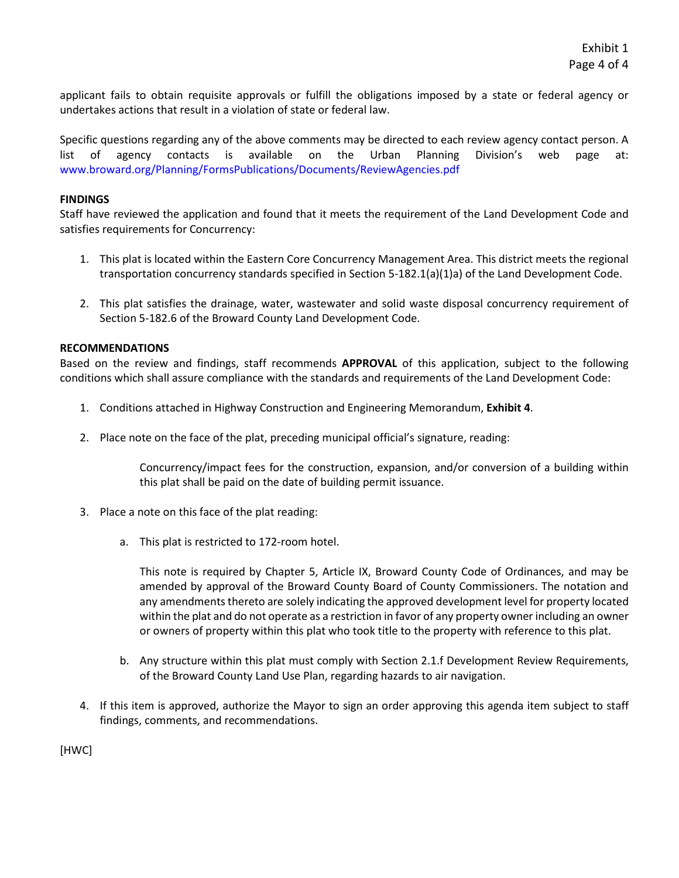applicant fails to obtain requisite approvals or fulfill the obligations imposed by a state or federal agency or undertakes actions that result in a violation of state or federal law.

Specific questions regarding any of the above comments may be directed to each review agency contact person. A list of agency contacts is available on the Urban Planning Division's web page at: www.broward.org/Planning/FormsPublications/Documents/ReviewAgencies.pdf

**FINDINGS**

Staff have reviewed the application and found that it meets the requirement of the Land Development Code and satisfies requirements for Concurrency:

1. This plat is located within the Eastern Core Concurrency Management Area. This district meets the regional transportation concurrency standards specified in Section 5-182.1(a)(1)a) of the Land Development Code.

2. This plat satisfies the drainage, water, wastewater and solid waste disposal concurrency requirement of Section 5-182.6 of the Broward County Land Development Code.

**RECOMMENDATIONS**

Based on the review and findings, staff recommends **APPROVAL** of this application, subject to the following conditions which shall assure compliance with the standards and requirements of the Land Development Code:

1. Conditions attached in Highway Construction and Engineering Memorandum, **Exhibit 4**.

2. Place note on the face of the plat, preceding municipal official's signature, reading:

   Concurrency/impact fees for the construction, expansion, and/or conversion of a building within this plat shall be paid on the date of building permit issuance.

3. Place a note on this face of the plat reading:

   a. This plat is restricted to 172-room hotel.

      This note is required by Chapter 5, Article IX, Broward County Code of Ordinances, and may be amended by approval of the Broward County Board of County Commissioners. The notation and any amendments thereto are solely indicating the approved development level for property located within the plat and do not operate as a restriction in favor of any property owner including an owner or owners of property within this plat who took title to the property with reference to this plat.

   b. Any structure within this plat must comply with Section 2.1.f Development Review Requirements, of the Broward County Land Use Plan, regarding hazards to air navigation.

4. If this item is approved, authorize the Mayor to sign an order approving this agenda item subject to staff findings, comments, and recommendations.

[HWC]